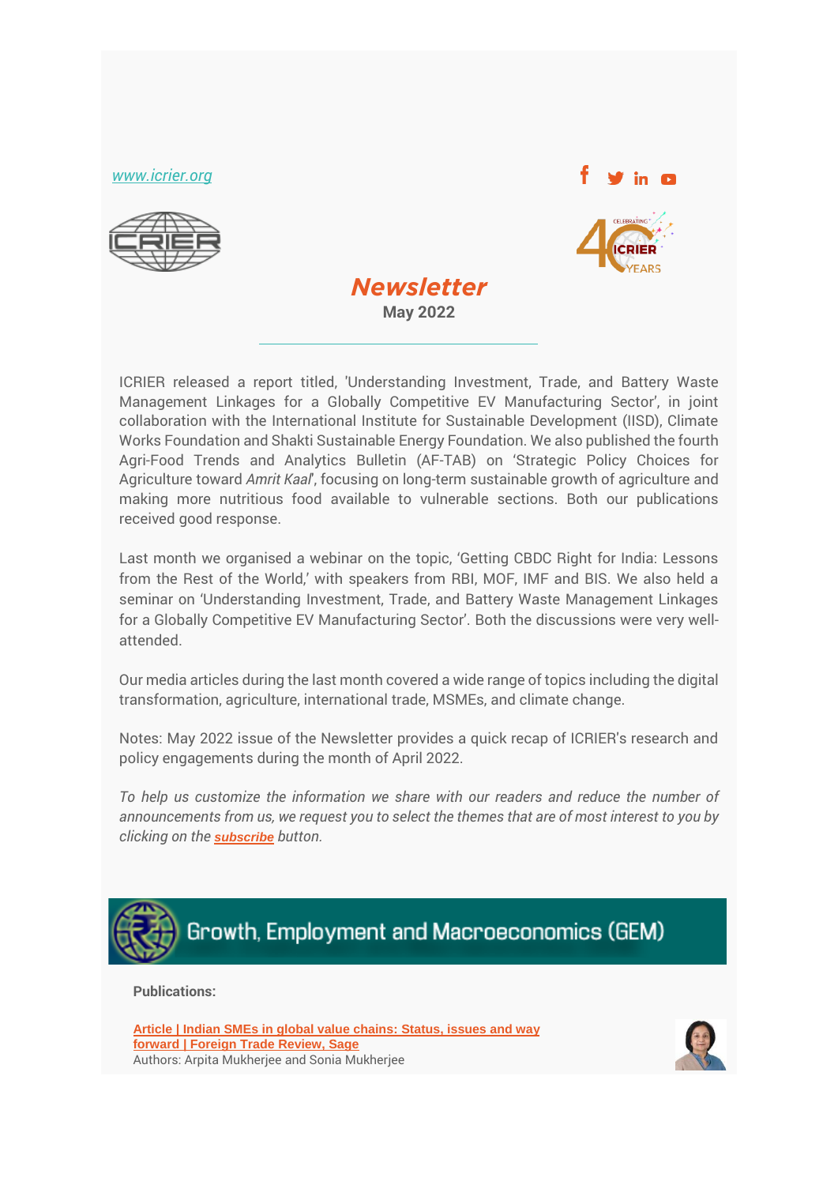www.icrier.org

# *Newsletter*

**May 2022**

---

ICRIER released a report titled, 'Understanding Investment, Trade, and Battery Waste Management Linkages for a Globally Competitive EV Manufacturing Sector', in joint collaboration with the International Institute for Sustainable Development (IISD), Climate Works Foundation and Shakti Sustainable Energy Foundation. We also published the fourth Agri-Food Trends and Analytics Bulletin (AF-TAB) on 'Strategic Policy Choices for Agriculture toward *Amrit Kaal*', focusing on long-term sustainable growth of agriculture and making more nutritious food available to vulnerable sections. Both our publications received good response.

Last month we organised a webinar on the topic, 'Getting CBDC Right for India: Lessons from the Rest of the World,' with speakers from RBI, MOF, IMF and BIS. We also held a seminar on 'Understanding Investment, Trade, and Battery Waste Management Linkages for a Globally Competitive EV Manufacturing Sector'. Both the discussions were very well-attended.

Our media articles during the last month covered a wide range of topics including the digital transformation, agriculture, international trade, MSMEs, and climate change.

Notes: May 2022 issue of the Newsletter provides a quick recap of ICRIER's research and policy engagements during the month of April 2022.

*To help us customize the information we share with our readers and reduce the number of announcements from us, we request you to select the themes that are of most interest to you by clicking on the* ***subscribe*** *button.*

## Growth, Employment and Macroeconomics (GEM)

**Publications:**

**Article | Indian SMEs in global value chains: Status, issues and way forward | Foreign Trade Review, Sage**
Authors: Arpita Mukherjee and Sonia Mukherjee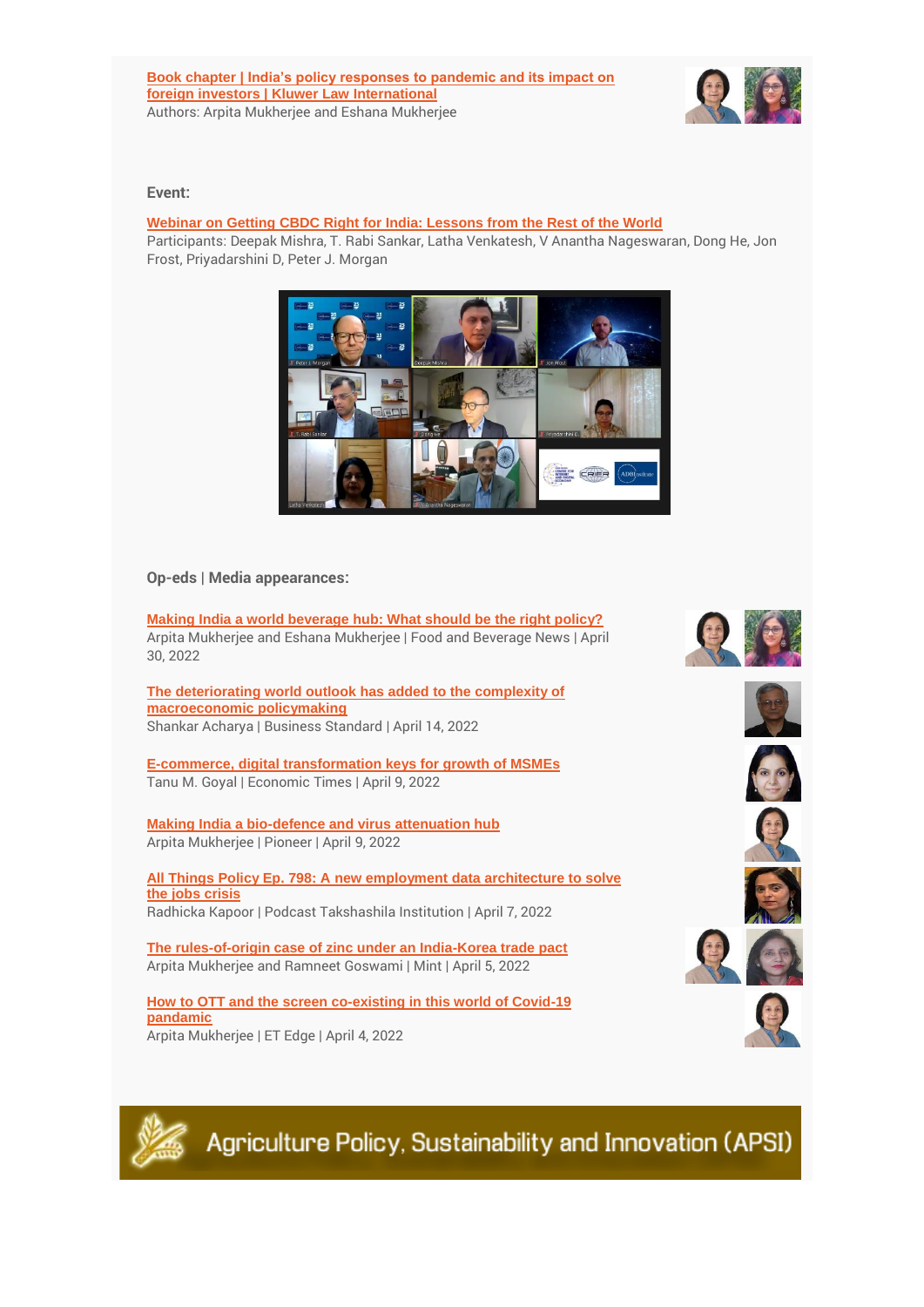**Book chapter | India's policy responses to pandemic and its impact on foreign investors | Kluwer Law International**
Authors: Arpita Mukherjee and Eshana Mukherjee

**Event:**

**Webinar on Getting CBDC Right for India: Lessons from the Rest of the World**
Participants: Deepak Mishra, T. Rabi Sankar, Latha Venkatesh, V Anantha Nageswaran, Dong He, Jon Frost, Priyadarshini D, Peter J. Morgan

**Op-eds | Media appearances:**

**Making India a world beverage hub: What should be the right policy?**
Arpita Mukherjee and Eshana Mukherjee | Food and Beverage News | April 30, 2022

**The deteriorating world outlook has added to the complexity of macroeconomic policymaking**
Shankar Acharya | Business Standard | April 14, 2022

**E-commerce, digital transformation keys for growth of MSMEs**
Tanu M. Goyal | Economic Times | April 9, 2022

**Making India a bio-defence and virus attenuation hub**
Arpita Mukherjee | Pioneer | April 9, 2022

**All Things Policy Ep. 798: A new employment data architecture to solve the jobs crisis**
Radhicka Kapoor | Podcast Takshashila Institution | April 7, 2022

**The rules-of-origin case of zinc under an India-Korea trade pact**
Arpita Mukherjee and Ramneet Goswami | Mint | April 5, 2022

**How to OTT and the screen co-existing in this world of Covid-19 pandemic**
Arpita Mukherjee | ET Edge | April 4, 2022

## Agriculture Policy, Sustainability and Innovation (APSI)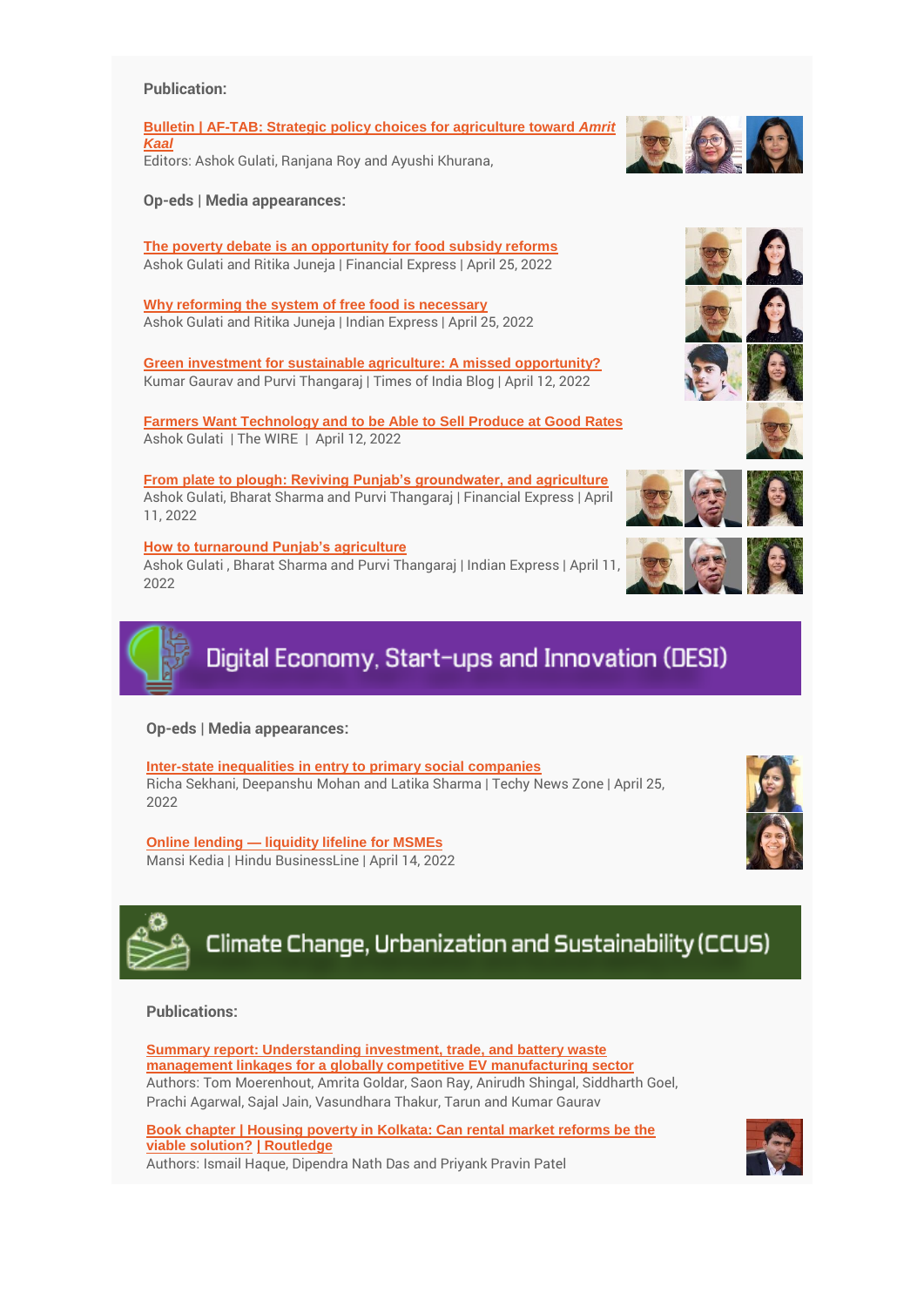**Publication:**

**Bulletin | AF-TAB: Strategic policy choices for agriculture toward *Amrit Kaal***
Editors: Ashok Gulati, Ranjana Roy and Ayushi Khurana,

**Op-eds | Media appearances:**

**The poverty debate is an opportunity for food subsidy reforms**
Ashok Gulati and Ritika Juneja | Financial Express | April 25, 2022

**Why reforming the system of free food is necessary**
Ashok Gulati and Ritika Juneja | Indian Express | April 25, 2022

**Green investment for sustainable agriculture: A missed opportunity?**
Kumar Gaurav and Purvi Thangaraj | Times of India Blog | April 12, 2022

**Farmers Want Technology and to be Able to Sell Produce at Good Rates**
Ashok Gulati | The WIRE | April 12, 2022

**From plate to plough: Reviving Punjab's groundwater, and agriculture**
Ashok Gulati, Bharat Sharma and Purvi Thangaraj | Financial Express | April 11, 2022

**How to turnaround Punjab's agriculture**
Ashok Gulati , Bharat Sharma and Purvi Thangaraj | Indian Express | April 11, 2022

## Digital Economy, Start-ups and Innovation (DESI)

**Op-eds | Media appearances:**

**Inter-state inequalities in entry to primary social companies**
Richa Sekhani, Deepanshu Mohan and Latika Sharma | Techy News Zone | April 25, 2022

**Online lending — liquidity lifeline for MSMEs**
Mansi Kedia | Hindu BusinessLine | April 14, 2022

## Climate Change, Urbanization and Sustainability (CCUS)

**Publications:**

**Summary report: Understanding investment, trade, and battery waste management linkages for a globally competitive EV manufacturing sector**
Authors: Tom Moerenhout, Amrita Goldar, Saon Ray, Anirudh Shingal, Siddharth Goel, Prachi Agarwal, Sajal Jain, Vasundhara Thakur, Tarun and Kumar Gaurav

**Book chapter | Housing poverty in Kolkata: Can rental market reforms be the viable solution? | Routledge**
Authors: Ismail Haque, Dipendra Nath Das and Priyank Pravin Patel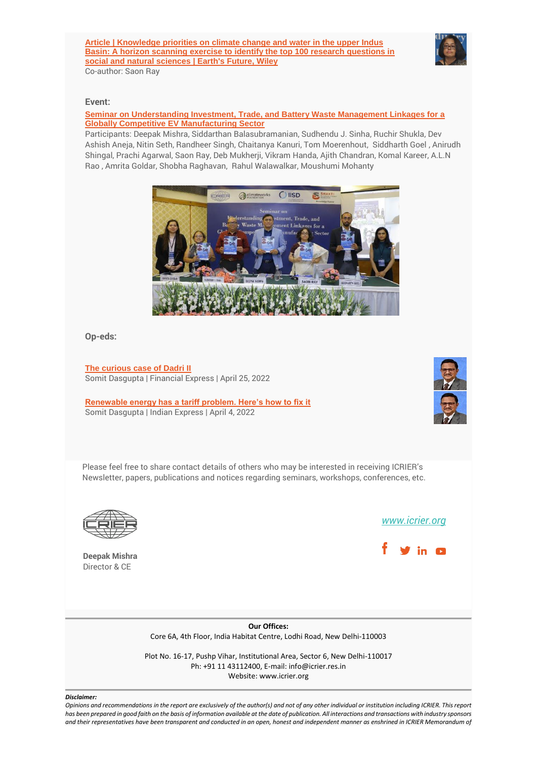[Article | Knowledge priorities on climate change and water in the upper Indus Basin: A horizon scanning exercise to identify the top 100 research questions in social and natural sciences | Earth's Future, Wiley]

Co-author: Saon Ray

**Event:**

[Seminar on Understanding Investment, Trade, and Battery Waste Management Linkages for a Globally Competitive EV Manufacturing Sector]

Participants: Deepak Mishra, Siddarthan Balasubramanian, Sudhendu J. Sinha, Ruchir Shukla, Dev Ashish Aneja, Nitin Seth, Randheer Singh, Chaitanya Kanuri, Tom Moerenhout, Siddharth Goel , Anirudh Shingal, Prachi Agarwal, Saon Ray, Deb Mukherji, Vikram Handa, Ajith Chandran, Komal Kareer, A.L.N Rao , Amrita Goldar, Shobha Raghavan, Rahul Walawalkar, Moushumi Mohanty

**Op-eds:**

[The curious case of Dadri II]

Somit Dasgupta | Financial Express | April 25, 2022

[Renewable energy has a tariff problem. Here's how to fix it]

Somit Dasgupta | Indian Express | April 4, 2022

Please feel free to share contact details of others who may be interested in receiving ICRIER's Newsletter, papers, publications and notices regarding seminars, workshops, conferences, etc.

www.icrier.org

**Deepak Mishra**
Director & CE

**Our Offices:**

Core 6A, 4th Floor, India Habitat Centre, Lodhi Road, New Delhi-110003

Plot No. 16-17, Pushp Vihar, Institutional Area, Sector 6, New Delhi-110017
Ph: +91 11 43112400, E-mail: info@icrier.res.in
Website: www.icrier.org

***Disclaimer:***
*Opinions and recommendations in the report are exclusively of the author(s) and not of any other individual or institution including ICRIER. This report has been prepared in good faith on the basis of information available at the date of publication. All interactions and transactions with industry sponsors and their representatives have been transparent and conducted in an open, honest and independent manner as enshrined in ICRIER Memorandum of*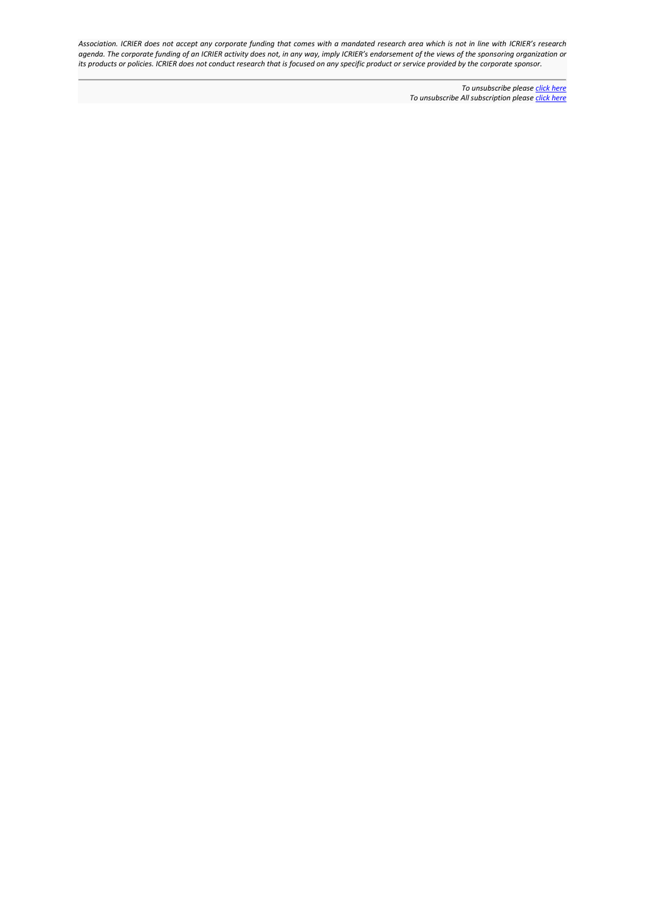*Association. ICRIER does not accept any corporate funding that comes with a mandated research area which is not in line with ICRIER's research agenda. The corporate funding of an ICRIER activity does not, in any way, imply ICRIER's endorsement of the views of the sponsoring organization or its products or policies. ICRIER does not conduct research that is focused on any specific product or service provided by the corporate sponsor.*

---

*To unsubscribe please click here*
*To unsubscribe All subscription please click here*